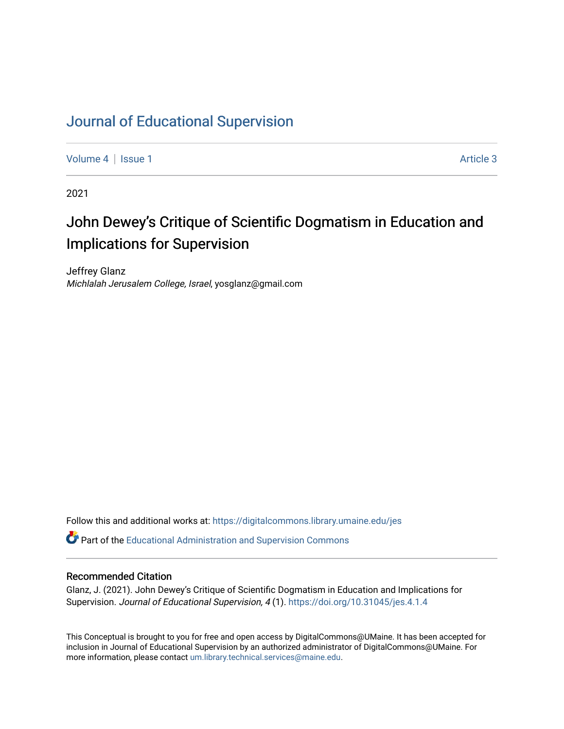Journal of Educational Supervision

Volume 4 | Issue 1 Article 3

2021

# John Dewey's Critique of Scientific Dogmatism in Education and Implications for Supervision

Jeffrey Glanz
*Michlalah Jerusalem College, Israel*, yosglanz@gmail.com

Follow this and additional works at: https://digitalcommons.library.umaine.edu/jes

Part of the Educational Administration and Supervision Commons

## Recommended Citation

Glanz, J. (2021). John Dewey's Critique of Scientific Dogmatism in Education and Implications for Supervision. *Journal of Educational Supervision, 4* (1). https://doi.org/10.31045/jes.4.1.4

This Conceptual is brought to you for free and open access by DigitalCommons@UMaine. It has been accepted for inclusion in Journal of Educational Supervision by an authorized administrator of DigitalCommons@UMaine. For more information, please contact um.library.technical.services@maine.edu.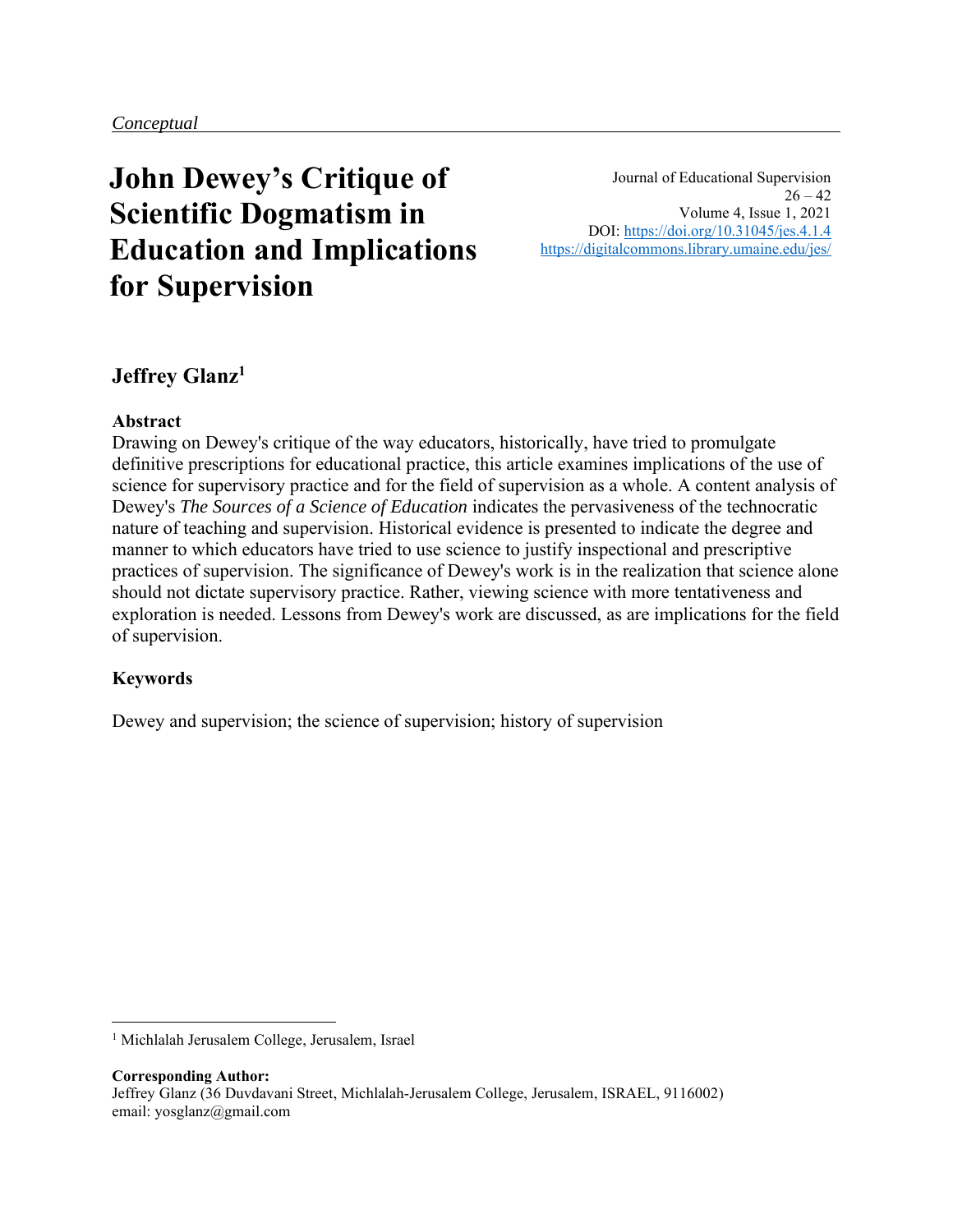*Conceptual*

# John Dewey's Critique of Scientific Dogmatism in Education and Implications for Supervision

Journal of Educational Supervision
26 – 42
Volume 4, Issue 1, 2021
DOI: https://doi.org/10.31045/jes.4.1.4
https://digitalcommons.library.umaine.edu/jes/

**Jeffrey Glanz**[1]

### Abstract

Drawing on Dewey's critique of the way educators, historically, have tried to promulgate definitive prescriptions for educational practice, this article examines implications of the use of science for supervisory practice and for the field of supervision as a whole. A content analysis of Dewey's *The Sources of a Science of Education* indicates the pervasiveness of the technocratic nature of teaching and supervision. Historical evidence is presented to indicate the degree and manner to which educators have tried to use science to justify inspectional and prescriptive practices of supervision. The significance of Dewey's work is in the realization that science alone should not dictate supervisory practice. Rather, viewing science with more tentativeness and exploration is needed. Lessons from Dewey's work are discussed, as are implications for the field of supervision.

### Keywords

Dewey and supervision; the science of supervision; history of supervision

---

[1] Michlalah Jerusalem College, Jerusalem, Israel

**Corresponding Author:**
Jeffrey Glanz (36 Duvdavani Street, Michlalah-Jerusalem College, Jerusalem, ISRAEL, 9116002)
email: yosglanz@gmail.com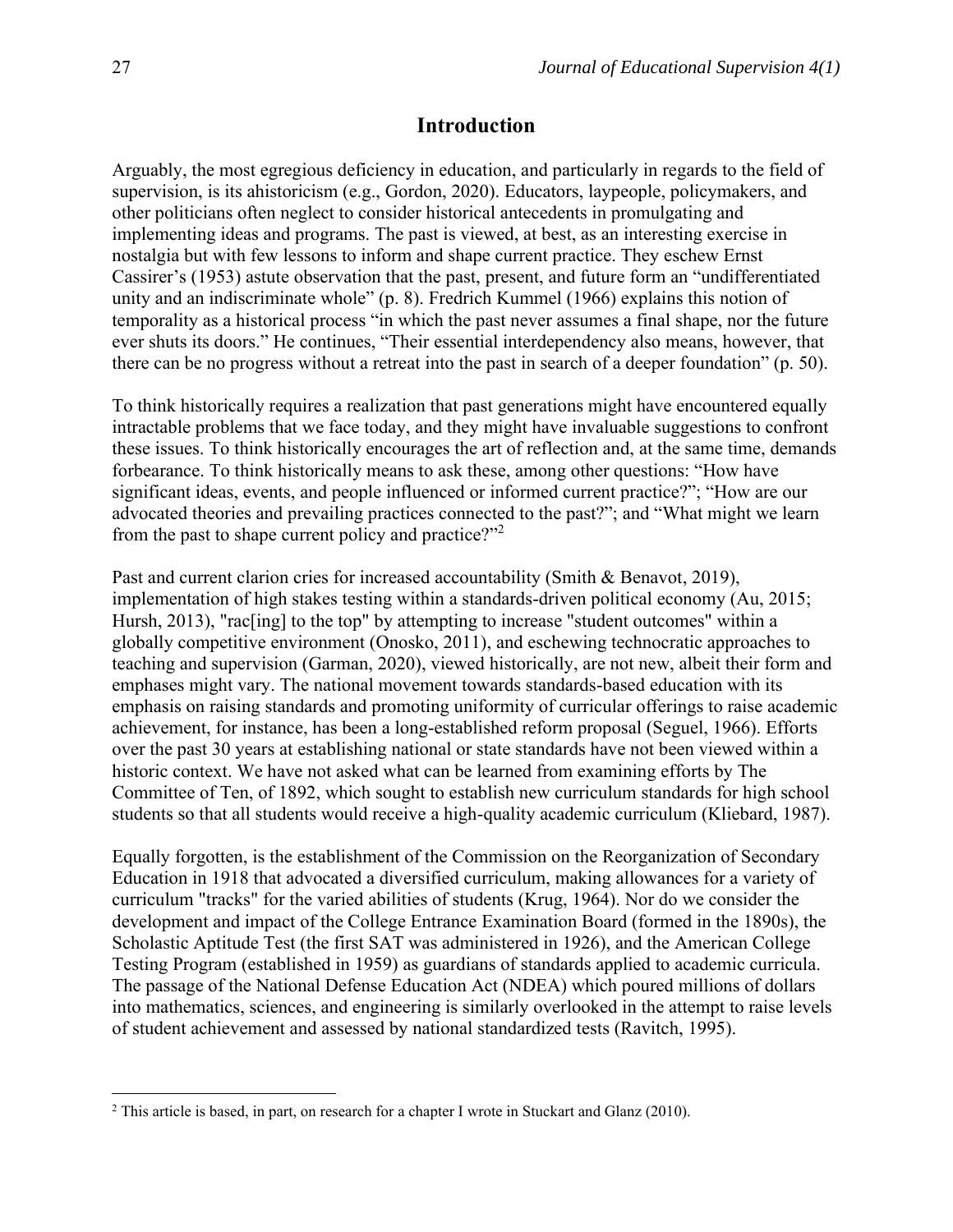## Introduction

Arguably, the most egregious deficiency in education, and particularly in regards to the field of supervision, is its ahistoricism (e.g., Gordon, 2020). Educators, laypeople, policymakers, and other politicians often neglect to consider historical antecedents in promulgating and implementing ideas and programs. The past is viewed, at best, as an interesting exercise in nostalgia but with few lessons to inform and shape current practice. They eschew Ernst Cassirer's (1953) astute observation that the past, present, and future form an "undifferentiated unity and an indiscriminate whole" (p. 8). Fredrich Kummel (1966) explains this notion of temporality as a historical process "in which the past never assumes a final shape, nor the future ever shuts its doors." He continues, "Their essential interdependency also means, however, that there can be no progress without a retreat into the past in search of a deeper foundation" (p. 50).

To think historically requires a realization that past generations might have encountered equally intractable problems that we face today, and they might have invaluable suggestions to confront these issues. To think historically encourages the art of reflection and, at the same time, demands forbearance. To think historically means to ask these, among other questions: "How have significant ideas, events, and people influenced or informed current practice?"; "How are our advocated theories and prevailing practices connected to the past?"; and "What might we learn from the past to shape current policy and practice?"[2]

Past and current clarion cries for increased accountability (Smith & Benavot, 2019), implementation of high stakes testing within a standards-driven political economy (Au, 2015; Hursh, 2013), "rac[ing] to the top" by attempting to increase "student outcomes" within a globally competitive environment (Onosko, 2011), and eschewing technocratic approaches to teaching and supervision (Garman, 2020), viewed historically, are not new, albeit their form and emphases might vary. The national movement towards standards-based education with its emphasis on raising standards and promoting uniformity of curricular offerings to raise academic achievement, for instance, has been a long-established reform proposal (Seguel, 1966). Efforts over the past 30 years at establishing national or state standards have not been viewed within a historic context. We have not asked what can be learned from examining efforts by The Committee of Ten, of 1892, which sought to establish new curriculum standards for high school students so that all students would receive a high-quality academic curriculum (Kliebard, 1987).

Equally forgotten, is the establishment of the Commission on the Reorganization of Secondary Education in 1918 that advocated a diversified curriculum, making allowances for a variety of curriculum "tracks" for the varied abilities of students (Krug, 1964). Nor do we consider the development and impact of the College Entrance Examination Board (formed in the 1890s), the Scholastic Aptitude Test (the first SAT was administered in 1926), and the American College Testing Program (established in 1959) as guardians of standards applied to academic curricula. The passage of the National Defense Education Act (NDEA) which poured millions of dollars into mathematics, sciences, and engineering is similarly overlooked in the attempt to raise levels of student achievement and assessed by national standardized tests (Ravitch, 1995).

[2] This article is based, in part, on research for a chapter I wrote in Stuckart and Glanz (2010).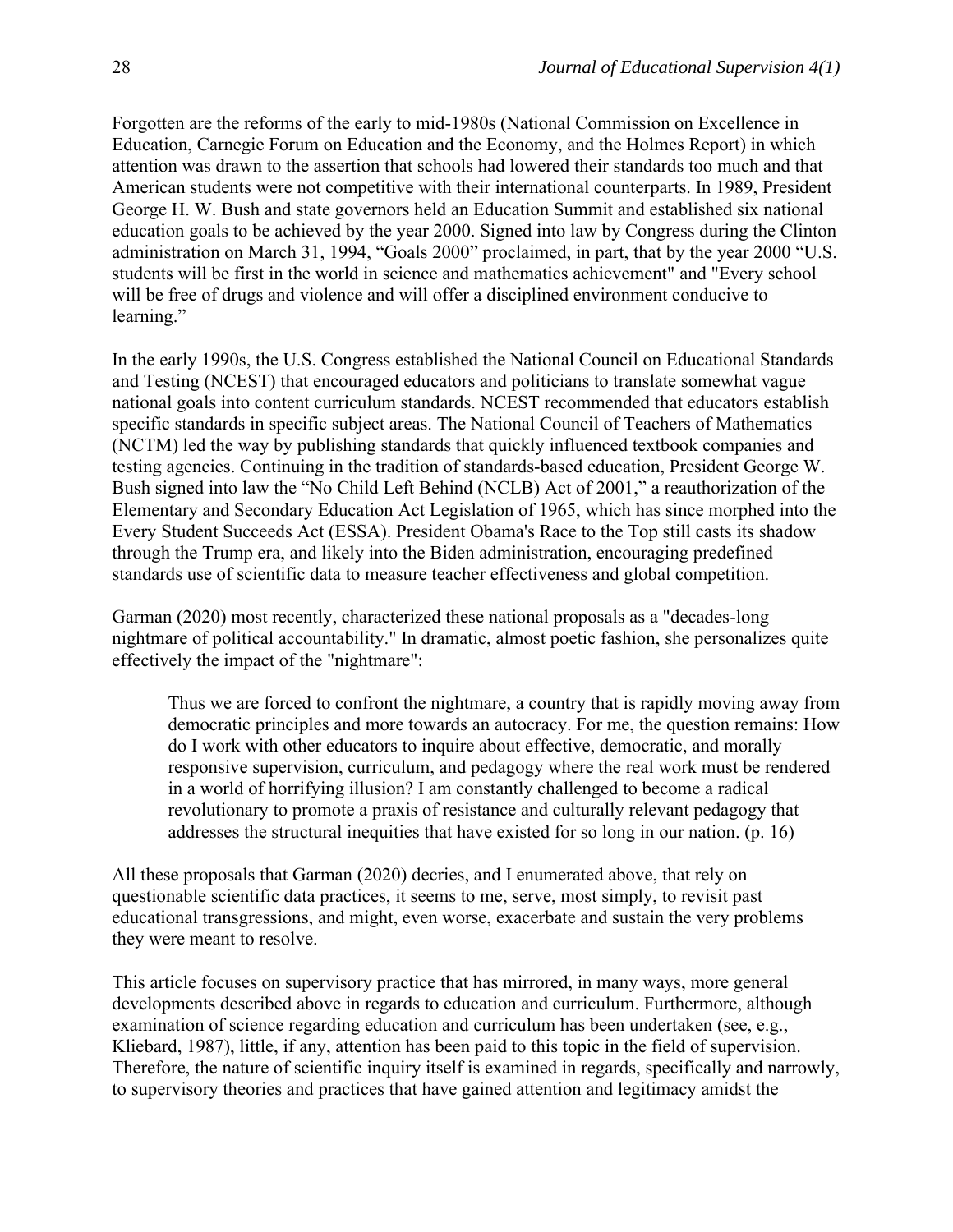Forgotten are the reforms of the early to mid-1980s (National Commission on Excellence in Education, Carnegie Forum on Education and the Economy, and the Holmes Report) in which attention was drawn to the assertion that schools had lowered their standards too much and that American students were not competitive with their international counterparts. In 1989, President George H. W. Bush and state governors held an Education Summit and established six national education goals to be achieved by the year 2000. Signed into law by Congress during the Clinton administration on March 31, 1994, "Goals 2000" proclaimed, in part, that by the year 2000 "U.S. students will be first in the world in science and mathematics achievement" and "Every school will be free of drugs and violence and will offer a disciplined environment conducive to learning."

In the early 1990s, the U.S. Congress established the National Council on Educational Standards and Testing (NCEST) that encouraged educators and politicians to translate somewhat vague national goals into content curriculum standards. NCEST recommended that educators establish specific standards in specific subject areas. The National Council of Teachers of Mathematics (NCTM) led the way by publishing standards that quickly influenced textbook companies and testing agencies. Continuing in the tradition of standards-based education, President George W. Bush signed into law the "No Child Left Behind (NCLB) Act of 2001," a reauthorization of the Elementary and Secondary Education Act Legislation of 1965, which has since morphed into the Every Student Succeeds Act (ESSA). President Obama's Race to the Top still casts its shadow through the Trump era, and likely into the Biden administration, encouraging predefined standards use of scientific data to measure teacher effectiveness and global competition.

Garman (2020) most recently, characterized these national proposals as a "decades-long nightmare of political accountability." In dramatic, almost poetic fashion, she personalizes quite effectively the impact of the "nightmare":

> Thus we are forced to confront the nightmare, a country that is rapidly moving away from democratic principles and more towards an autocracy. For me, the question remains: How do I work with other educators to inquire about effective, democratic, and morally responsive supervision, curriculum, and pedagogy where the real work must be rendered in a world of horrifying illusion? I am constantly challenged to become a radical revolutionary to promote a praxis of resistance and culturally relevant pedagogy that addresses the structural inequities that have existed for so long in our nation. (p. 16)

All these proposals that Garman (2020) decries, and I enumerated above, that rely on questionable scientific data practices, it seems to me, serve, most simply, to revisit past educational transgressions, and might, even worse, exacerbate and sustain the very problems they were meant to resolve.

This article focuses on supervisory practice that has mirrored, in many ways, more general developments described above in regards to education and curriculum. Furthermore, although examination of science regarding education and curriculum has been undertaken (see, e.g., Kliebard, 1987), little, if any, attention has been paid to this topic in the field of supervision. Therefore, the nature of scientific inquiry itself is examined in regards, specifically and narrowly, to supervisory theories and practices that have gained attention and legitimacy amidst the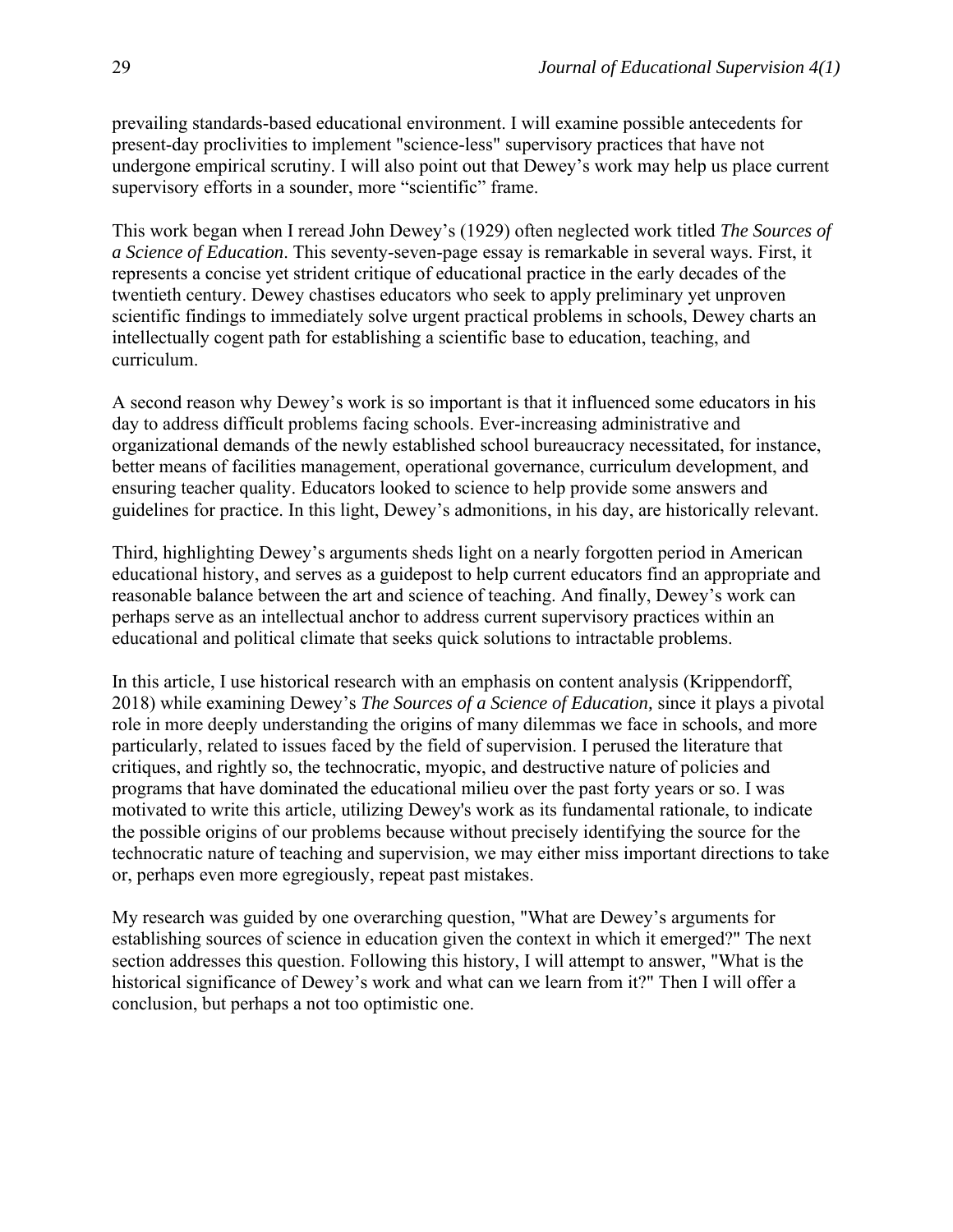prevailing standards-based educational environment. I will examine possible antecedents for present-day proclivities to implement "science-less" supervisory practices that have not undergone empirical scrutiny. I will also point out that Dewey's work may help us place current supervisory efforts in a sounder, more "scientific" frame.

This work began when I reread John Dewey's (1929) often neglected work titled *The Sources of a Science of Education*. This seventy-seven-page essay is remarkable in several ways. First, it represents a concise yet strident critique of educational practice in the early decades of the twentieth century. Dewey chastises educators who seek to apply preliminary yet unproven scientific findings to immediately solve urgent practical problems in schools, Dewey charts an intellectually cogent path for establishing a scientific base to education, teaching, and curriculum.

A second reason why Dewey's work is so important is that it influenced some educators in his day to address difficult problems facing schools. Ever-increasing administrative and organizational demands of the newly established school bureaucracy necessitated, for instance, better means of facilities management, operational governance, curriculum development, and ensuring teacher quality. Educators looked to science to help provide some answers and guidelines for practice. In this light, Dewey's admonitions, in his day, are historically relevant.

Third, highlighting Dewey's arguments sheds light on a nearly forgotten period in American educational history, and serves as a guidepost to help current educators find an appropriate and reasonable balance between the art and science of teaching. And finally, Dewey's work can perhaps serve as an intellectual anchor to address current supervisory practices within an educational and political climate that seeks quick solutions to intractable problems.

In this article, I use historical research with an emphasis on content analysis (Krippendorff, 2018) while examining Dewey's *The Sources of a Science of Education,* since it plays a pivotal role in more deeply understanding the origins of many dilemmas we face in schools, and more particularly, related to issues faced by the field of supervision. I perused the literature that critiques, and rightly so, the technocratic, myopic, and destructive nature of policies and programs that have dominated the educational milieu over the past forty years or so. I was motivated to write this article, utilizing Dewey's work as its fundamental rationale, to indicate the possible origins of our problems because without precisely identifying the source for the technocratic nature of teaching and supervision, we may either miss important directions to take or, perhaps even more egregiously, repeat past mistakes.

My research was guided by one overarching question, "What are Dewey's arguments for establishing sources of science in education given the context in which it emerged?" The next section addresses this question. Following this history, I will attempt to answer, "What is the historical significance of Dewey's work and what can we learn from it?" Then I will offer a conclusion, but perhaps a not too optimistic one.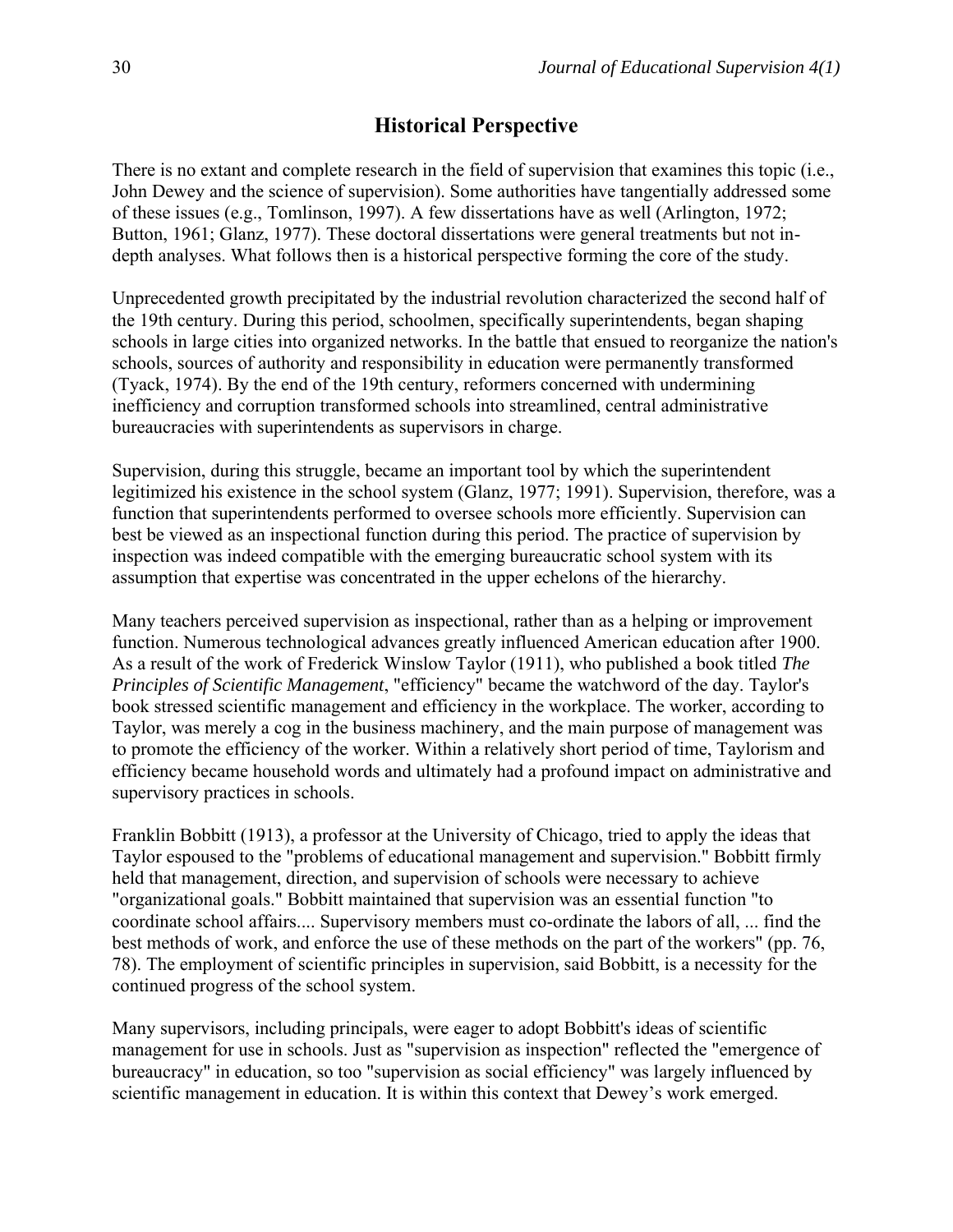## Historical Perspective

There is no extant and complete research in the field of supervision that examines this topic (i.e., John Dewey and the science of supervision). Some authorities have tangentially addressed some of these issues (e.g., Tomlinson, 1997). A few dissertations have as well (Arlington, 1972; Button, 1961; Glanz, 1977). These doctoral dissertations were general treatments but not in-depth analyses. What follows then is a historical perspective forming the core of the study.

Unprecedented growth precipitated by the industrial revolution characterized the second half of the 19th century. During this period, schoolmen, specifically superintendents, began shaping schools in large cities into organized networks. In the battle that ensued to reorganize the nation's schools, sources of authority and responsibility in education were permanently transformed (Tyack, 1974). By the end of the 19th century, reformers concerned with undermining inefficiency and corruption transformed schools into streamlined, central administrative bureaucracies with superintendents as supervisors in charge.

Supervision, during this struggle, became an important tool by which the superintendent legitimized his existence in the school system (Glanz, 1977; 1991). Supervision, therefore, was a function that superintendents performed to oversee schools more efficiently. Supervision can best be viewed as an inspectional function during this period. The practice of supervision by inspection was indeed compatible with the emerging bureaucratic school system with its assumption that expertise was concentrated in the upper echelons of the hierarchy.

Many teachers perceived supervision as inspectional, rather than as a helping or improvement function. Numerous technological advances greatly influenced American education after 1900. As a result of the work of Frederick Winslow Taylor (1911), who published a book titled *The Principles of Scientific Management*, "efficiency" became the watchword of the day. Taylor's book stressed scientific management and efficiency in the workplace. The worker, according to Taylor, was merely a cog in the business machinery, and the main purpose of management was to promote the efficiency of the worker. Within a relatively short period of time, Taylorism and efficiency became household words and ultimately had a profound impact on administrative and supervisory practices in schools.

Franklin Bobbitt (1913), a professor at the University of Chicago, tried to apply the ideas that Taylor espoused to the "problems of educational management and supervision." Bobbitt firmly held that management, direction, and supervision of schools were necessary to achieve "organizational goals." Bobbitt maintained that supervision was an essential function "to coordinate school affairs.... Supervisory members must co-ordinate the labors of all, ... find the best methods of work, and enforce the use of these methods on the part of the workers" (pp. 76, 78). The employment of scientific principles in supervision, said Bobbitt, is a necessity for the continued progress of the school system.

Many supervisors, including principals, were eager to adopt Bobbitt's ideas of scientific management for use in schools. Just as "supervision as inspection" reflected the "emergence of bureaucracy" in education, so too "supervision as social efficiency" was largely influenced by scientific management in education. It is within this context that Dewey's work emerged.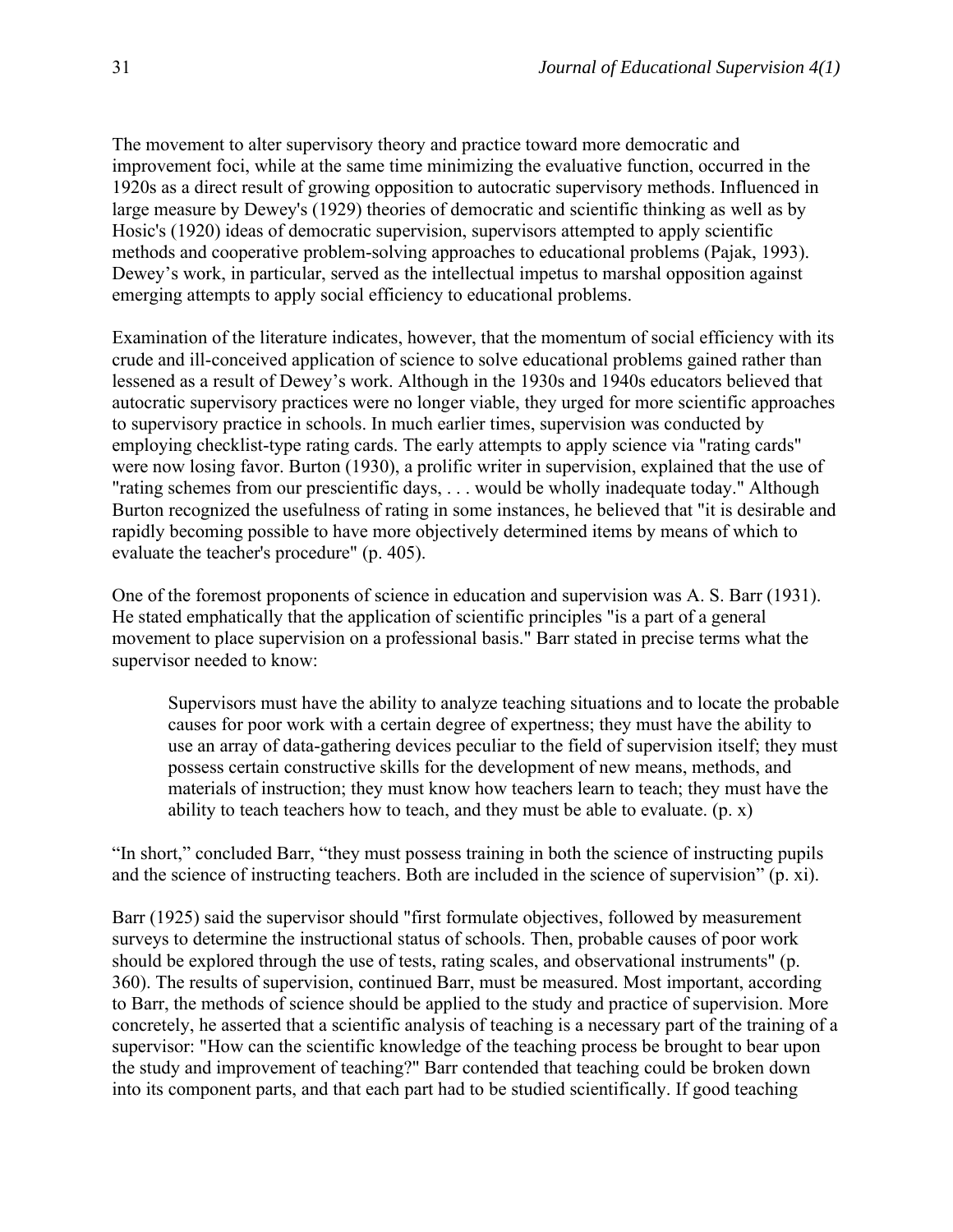The movement to alter supervisory theory and practice toward more democratic and improvement foci, while at the same time minimizing the evaluative function, occurred in the 1920s as a direct result of growing opposition to autocratic supervisory methods. Influenced in large measure by Dewey's (1929) theories of democratic and scientific thinking as well as by Hosic's (1920) ideas of democratic supervision, supervisors attempted to apply scientific methods and cooperative problem-solving approaches to educational problems (Pajak, 1993). Dewey’s work, in particular, served as the intellectual impetus to marshal opposition against emerging attempts to apply social efficiency to educational problems.

Examination of the literature indicates, however, that the momentum of social efficiency with its crude and ill-conceived application of science to solve educational problems gained rather than lessened as a result of Dewey’s work. Although in the 1930s and 1940s educators believed that autocratic supervisory practices were no longer viable, they urged for more scientific approaches to supervisory practice in schools. In much earlier times, supervision was conducted by employing checklist-type rating cards. The early attempts to apply science via "rating cards" were now losing favor. Burton (1930), a prolific writer in supervision, explained that the use of "rating schemes from our prescientific days, . . . would be wholly inadequate today." Although Burton recognized the usefulness of rating in some instances, he believed that "it is desirable and rapidly becoming possible to have more objectively determined items by means of which to evaluate the teacher's procedure" (p. 405).

One of the foremost proponents of science in education and supervision was A. S. Barr (1931). He stated emphatically that the application of scientific principles "is a part of a general movement to place supervision on a professional basis." Barr stated in precise terms what the supervisor needed to know:

> Supervisors must have the ability to analyze teaching situations and to locate the probable causes for poor work with a certain degree of expertness; they must have the ability to use an array of data-gathering devices peculiar to the field of supervision itself; they must possess certain constructive skills for the development of new means, methods, and materials of instruction; they must know how teachers learn to teach; they must have the ability to teach teachers how to teach, and they must be able to evaluate. (p. x)

“In short,” concluded Barr, “they must possess training in both the science of instructing pupils and the science of instructing teachers. Both are included in the science of supervision” (p. xi).

Barr (1925) said the supervisor should "first formulate objectives, followed by measurement surveys to determine the instructional status of schools. Then, probable causes of poor work should be explored through the use of tests, rating scales, and observational instruments" (p. 360). The results of supervision, continued Barr, must be measured. Most important, according to Barr, the methods of science should be applied to the study and practice of supervision. More concretely, he asserted that a scientific analysis of teaching is a necessary part of the training of a supervisor: "How can the scientific knowledge of the teaching process be brought to bear upon the study and improvement of teaching?" Barr contended that teaching could be broken down into its component parts, and that each part had to be studied scientifically. If good teaching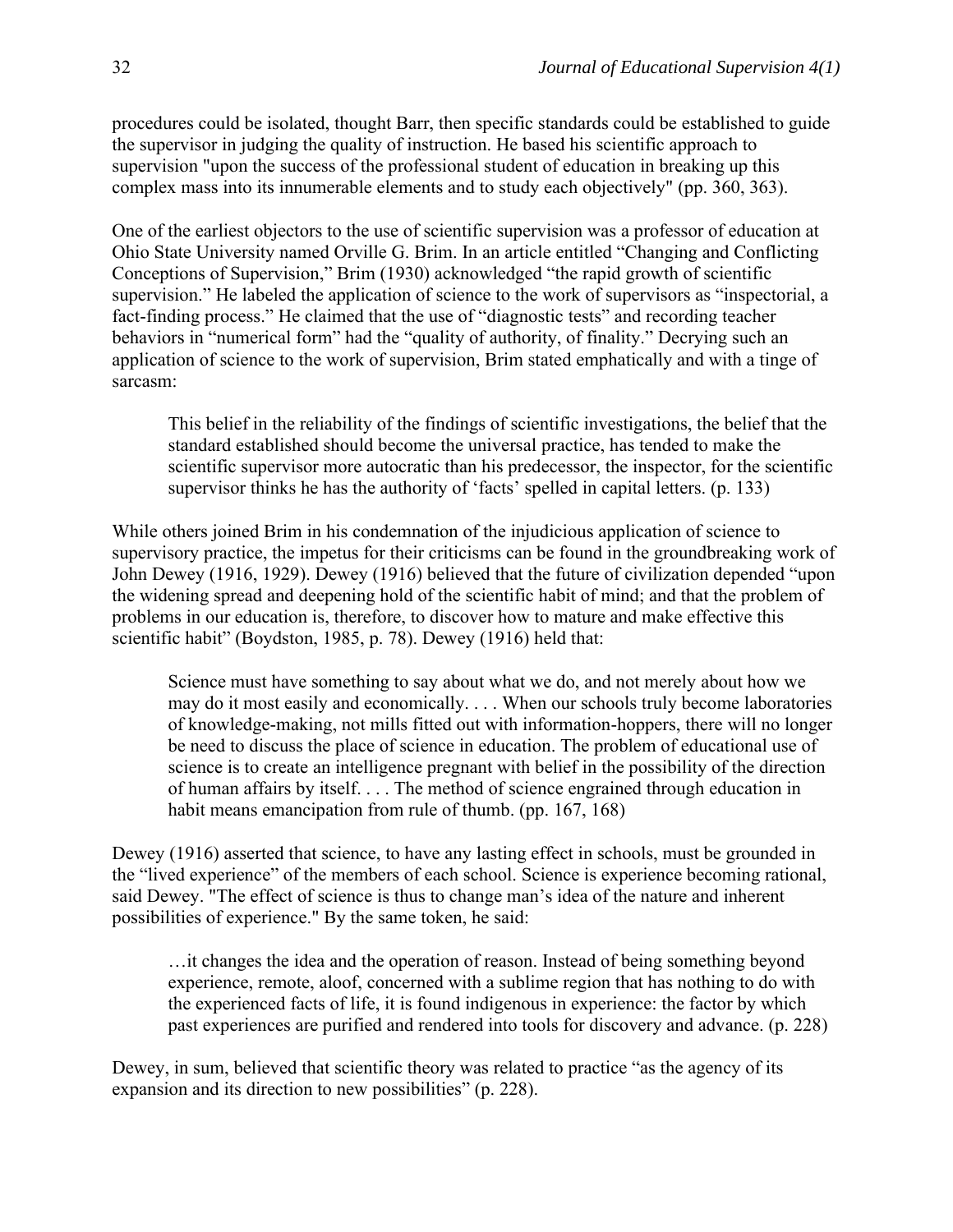procedures could be isolated, thought Barr, then specific standards could be established to guide the supervisor in judging the quality of instruction. He based his scientific approach to supervision "upon the success of the professional student of education in breaking up this complex mass into its innumerable elements and to study each objectively" (pp. 360, 363).

One of the earliest objectors to the use of scientific supervision was a professor of education at Ohio State University named Orville G. Brim. In an article entitled "Changing and Conflicting Conceptions of Supervision," Brim (1930) acknowledged "the rapid growth of scientific supervision." He labeled the application of science to the work of supervisors as "inspectorial, a fact-finding process." He claimed that the use of "diagnostic tests" and recording teacher behaviors in "numerical form" had the "quality of authority, of finality." Decrying such an application of science to the work of supervision, Brim stated emphatically and with a tinge of sarcasm:

> This belief in the reliability of the findings of scientific investigations, the belief that the standard established should become the universal practice, has tended to make the scientific supervisor more autocratic than his predecessor, the inspector, for the scientific supervisor thinks he has the authority of 'facts' spelled in capital letters. (p. 133)

While others joined Brim in his condemnation of the injudicious application of science to supervisory practice, the impetus for their criticisms can be found in the groundbreaking work of John Dewey (1916, 1929). Dewey (1916) believed that the future of civilization depended "upon the widening spread and deepening hold of the scientific habit of mind; and that the problem of problems in our education is, therefore, to discover how to mature and make effective this scientific habit" (Boydston, 1985, p. 78). Dewey (1916) held that:

> Science must have something to say about what we do, and not merely about how we may do it most easily and economically. . . . When our schools truly become laboratories of knowledge-making, not mills fitted out with information-hoppers, there will no longer be need to discuss the place of science in education. The problem of educational use of science is to create an intelligence pregnant with belief in the possibility of the direction of human affairs by itself. . . . The method of science engrained through education in habit means emancipation from rule of thumb. (pp. 167, 168)

Dewey (1916) asserted that science, to have any lasting effect in schools, must be grounded in the "lived experience" of the members of each school. Science is experience becoming rational, said Dewey. "The effect of science is thus to change man's idea of the nature and inherent possibilities of experience." By the same token, he said:

> …it changes the idea and the operation of reason. Instead of being something beyond experience, remote, aloof, concerned with a sublime region that has nothing to do with the experienced facts of life, it is found indigenous in experience: the factor by which past experiences are purified and rendered into tools for discovery and advance. (p. 228)

Dewey, in sum, believed that scientific theory was related to practice "as the agency of its expansion and its direction to new possibilities" (p. 228).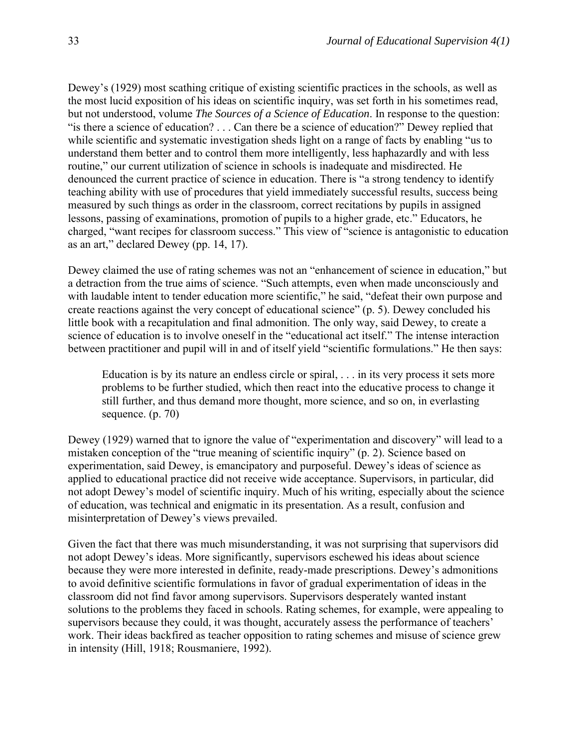Dewey's (1929) most scathing critique of existing scientific practices in the schools, as well as the most lucid exposition of his ideas on scientific inquiry, was set forth in his sometimes read, but not understood, volume *The Sources of a Science of Education*. In response to the question: "is there a science of education? . . . Can there be a science of education?" Dewey replied that while scientific and systematic investigation sheds light on a range of facts by enabling "us to understand them better and to control them more intelligently, less haphazardly and with less routine," our current utilization of science in schools is inadequate and misdirected. He denounced the current practice of science in education. There is "a strong tendency to identify teaching ability with use of procedures that yield immediately successful results, success being measured by such things as order in the classroom, correct recitations by pupils in assigned lessons, passing of examinations, promotion of pupils to a higher grade, etc." Educators, he charged, "want recipes for classroom success." This view of "science is antagonistic to education as an art," declared Dewey (pp. 14, 17).

Dewey claimed the use of rating schemes was not an "enhancement of science in education," but a detraction from the true aims of science. "Such attempts, even when made unconsciously and with laudable intent to tender education more scientific," he said, "defeat their own purpose and create reactions against the very concept of educational science" (p. 5). Dewey concluded his little book with a recapitulation and final admonition. The only way, said Dewey, to create a science of education is to involve oneself in the "educational act itself." The intense interaction between practitioner and pupil will in and of itself yield "scientific formulations." He then says:

> Education is by its nature an endless circle or spiral, . . . in its very process it sets more problems to be further studied, which then react into the educative process to change it still further, and thus demand more thought, more science, and so on, in everlasting sequence. (p. 70)

Dewey (1929) warned that to ignore the value of "experimentation and discovery" will lead to a mistaken conception of the "true meaning of scientific inquiry" (p. 2). Science based on experimentation, said Dewey, is emancipatory and purposeful. Dewey's ideas of science as applied to educational practice did not receive wide acceptance. Supervisors, in particular, did not adopt Dewey's model of scientific inquiry. Much of his writing, especially about the science of education, was technical and enigmatic in its presentation. As a result, confusion and misinterpretation of Dewey's views prevailed.

Given the fact that there was much misunderstanding, it was not surprising that supervisors did not adopt Dewey's ideas. More significantly, supervisors eschewed his ideas about science because they were more interested in definite, ready-made prescriptions. Dewey's admonitions to avoid definitive scientific formulations in favor of gradual experimentation of ideas in the classroom did not find favor among supervisors. Supervisors desperately wanted instant solutions to the problems they faced in schools. Rating schemes, for example, were appealing to supervisors because they could, it was thought, accurately assess the performance of teachers' work. Their ideas backfired as teacher opposition to rating schemes and misuse of science grew in intensity (Hill, 1918; Rousmaniere, 1992).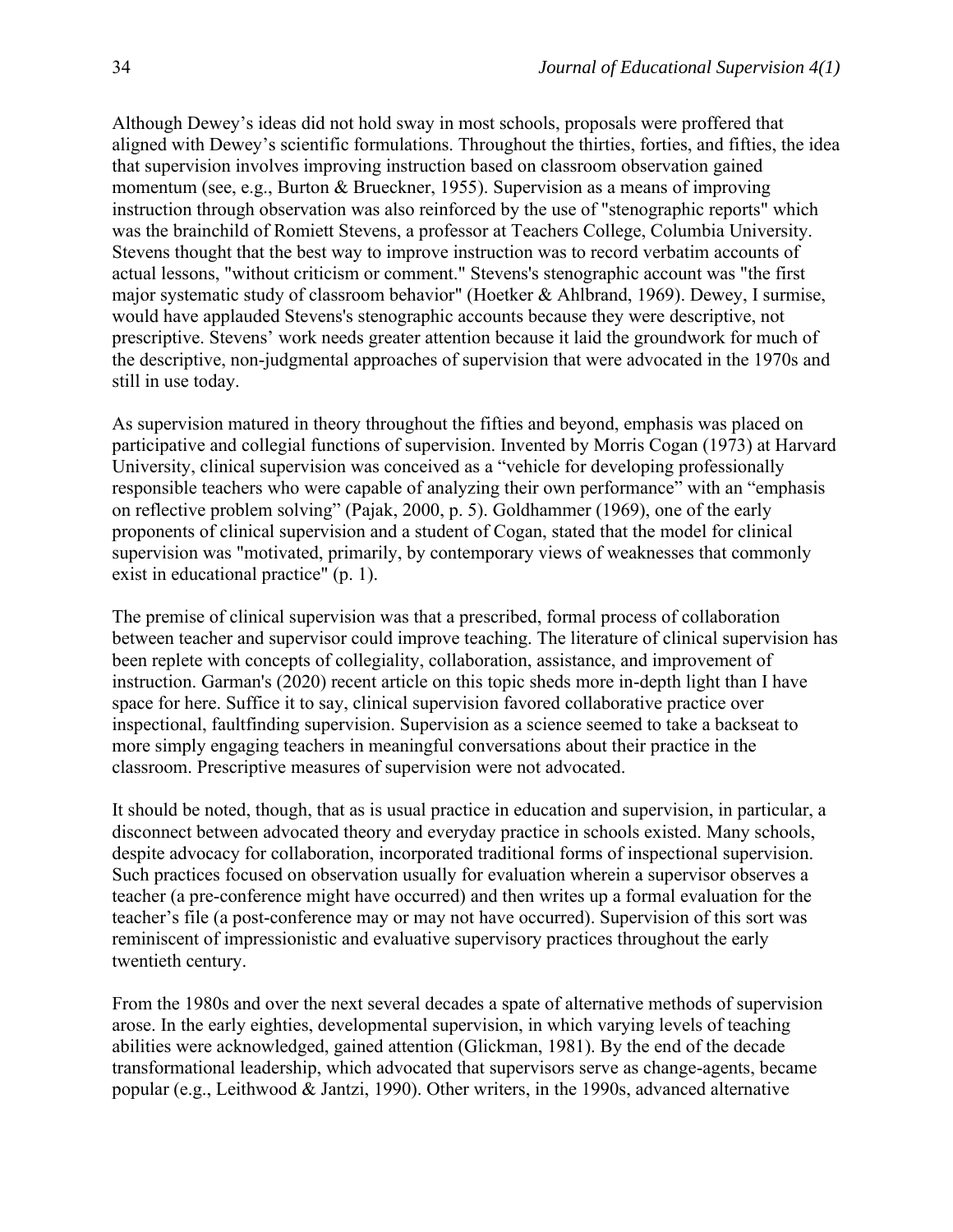Although Dewey's ideas did not hold sway in most schools, proposals were proffered that aligned with Dewey's scientific formulations. Throughout the thirties, forties, and fifties, the idea that supervision involves improving instruction based on classroom observation gained momentum (see, e.g., Burton & Brueckner, 1955). Supervision as a means of improving instruction through observation was also reinforced by the use of "stenographic reports" which was the brainchild of Romiett Stevens, a professor at Teachers College, Columbia University. Stevens thought that the best way to improve instruction was to record verbatim accounts of actual lessons, "without criticism or comment." Stevens's stenographic account was "the first major systematic study of classroom behavior" (Hoetker & Ahlbrand, 1969). Dewey, I surmise, would have applauded Stevens's stenographic accounts because they were descriptive, not prescriptive. Stevens' work needs greater attention because it laid the groundwork for much of the descriptive, non-judgmental approaches of supervision that were advocated in the 1970s and still in use today.

As supervision matured in theory throughout the fifties and beyond, emphasis was placed on participative and collegial functions of supervision. Invented by Morris Cogan (1973) at Harvard University, clinical supervision was conceived as a "vehicle for developing professionally responsible teachers who were capable of analyzing their own performance" with an "emphasis on reflective problem solving" (Pajak, 2000, p. 5). Goldhammer (1969), one of the early proponents of clinical supervision and a student of Cogan, stated that the model for clinical supervision was "motivated, primarily, by contemporary views of weaknesses that commonly exist in educational practice" (p. 1).

The premise of clinical supervision was that a prescribed, formal process of collaboration between teacher and supervisor could improve teaching. The literature of clinical supervision has been replete with concepts of collegiality, collaboration, assistance, and improvement of instruction. Garman's (2020) recent article on this topic sheds more in-depth light than I have space for here. Suffice it to say, clinical supervision favored collaborative practice over inspectional, faultfinding supervision. Supervision as a science seemed to take a backseat to more simply engaging teachers in meaningful conversations about their practice in the classroom. Prescriptive measures of supervision were not advocated.

It should be noted, though, that as is usual practice in education and supervision, in particular, a disconnect between advocated theory and everyday practice in schools existed. Many schools, despite advocacy for collaboration, incorporated traditional forms of inspectional supervision. Such practices focused on observation usually for evaluation wherein a supervisor observes a teacher (a pre-conference might have occurred) and then writes up a formal evaluation for the teacher's file (a post-conference may or may not have occurred). Supervision of this sort was reminiscent of impressionistic and evaluative supervisory practices throughout the early twentieth century.

From the 1980s and over the next several decades a spate of alternative methods of supervision arose. In the early eighties, developmental supervision, in which varying levels of teaching abilities were acknowledged, gained attention (Glickman, 1981). By the end of the decade transformational leadership, which advocated that supervisors serve as change-agents, became popular (e.g., Leithwood & Jantzi, 1990). Other writers, in the 1990s, advanced alternative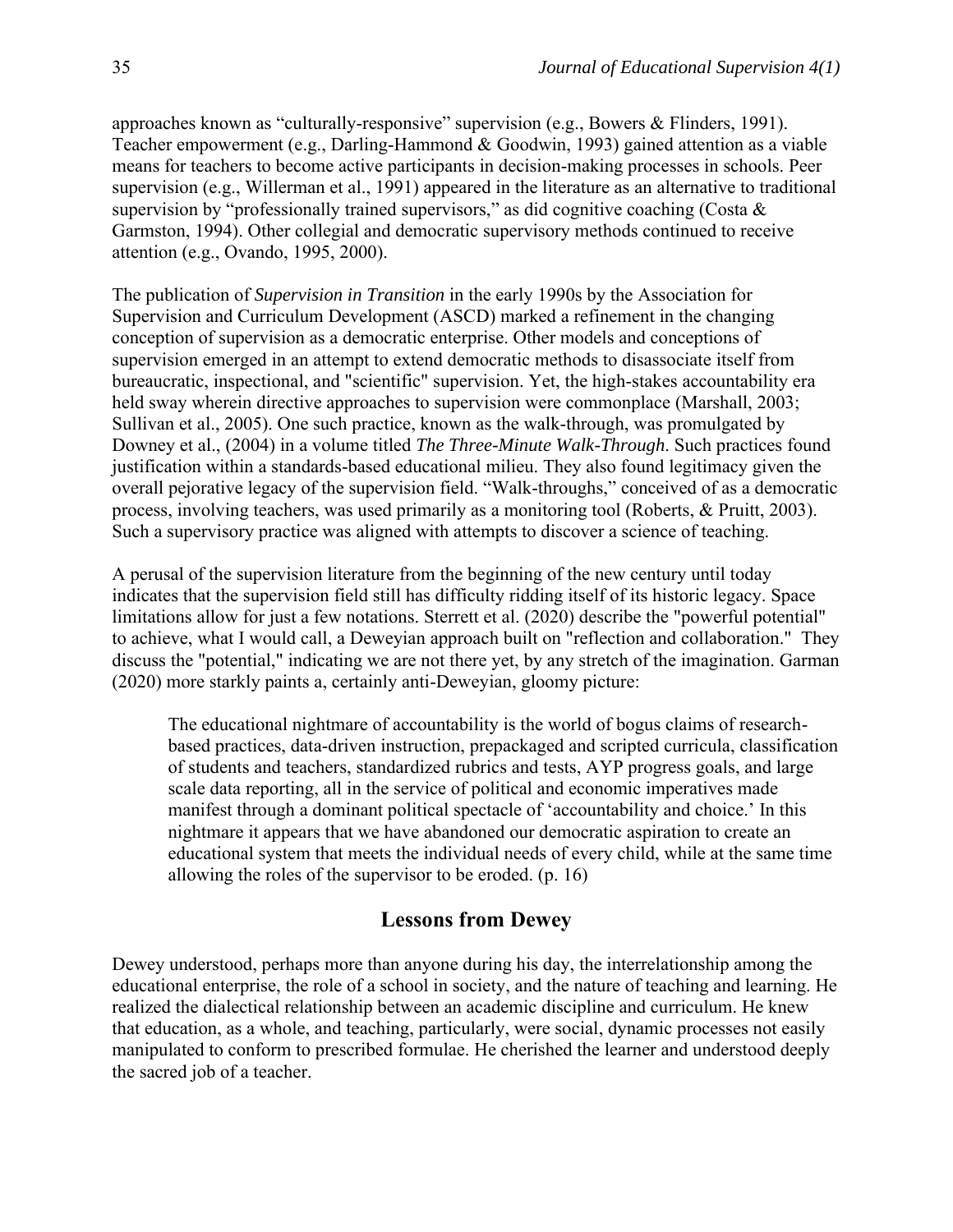approaches known as "culturally-responsive" supervision (e.g., Bowers & Flinders, 1991). Teacher empowerment (e.g., Darling-Hammond & Goodwin, 1993) gained attention as a viable means for teachers to become active participants in decision-making processes in schools. Peer supervision (e.g., Willerman et al., 1991) appeared in the literature as an alternative to traditional supervision by "professionally trained supervisors," as did cognitive coaching (Costa & Garmston, 1994). Other collegial and democratic supervisory methods continued to receive attention (e.g., Ovando, 1995, 2000).

The publication of *Supervision in Transition* in the early 1990s by the Association for Supervision and Curriculum Development (ASCD) marked a refinement in the changing conception of supervision as a democratic enterprise. Other models and conceptions of supervision emerged in an attempt to extend democratic methods to disassociate itself from bureaucratic, inspectional, and "scientific" supervision. Yet, the high-stakes accountability era held sway wherein directive approaches to supervision were commonplace (Marshall, 2003; Sullivan et al., 2005). One such practice, known as the walk-through, was promulgated by Downey et al., (2004) in a volume titled *The Three-Minute Walk-Through*. Such practices found justification within a standards-based educational milieu. They also found legitimacy given the overall pejorative legacy of the supervision field. "Walk-throughs," conceived of as a democratic process, involving teachers, was used primarily as a monitoring tool (Roberts, & Pruitt, 2003). Such a supervisory practice was aligned with attempts to discover a science of teaching.

A perusal of the supervision literature from the beginning of the new century until today indicates that the supervision field still has difficulty ridding itself of its historic legacy. Space limitations allow for just a few notations. Sterrett et al. (2020) describe the "powerful potential" to achieve, what I would call, a Deweyian approach built on "reflection and collaboration." They discuss the "potential," indicating we are not there yet, by any stretch of the imagination. Garman (2020) more starkly paints a, certainly anti-Deweyian, gloomy picture:

> The educational nightmare of accountability is the world of bogus claims of research-based practices, data-driven instruction, prepackaged and scripted curricula, classification of students and teachers, standardized rubrics and tests, AYP progress goals, and large scale data reporting, all in the service of political and economic imperatives made manifest through a dominant political spectacle of 'accountability and choice.' In this nightmare it appears that we have abandoned our democratic aspiration to create an educational system that meets the individual needs of every child, while at the same time allowing the roles of the supervisor to be eroded. (p. 16)

## Lessons from Dewey

Dewey understood, perhaps more than anyone during his day, the interrelationship among the educational enterprise, the role of a school in society, and the nature of teaching and learning. He realized the dialectical relationship between an academic discipline and curriculum. He knew that education, as a whole, and teaching, particularly, were social, dynamic processes not easily manipulated to conform to prescribed formulae. He cherished the learner and understood deeply the sacred job of a teacher.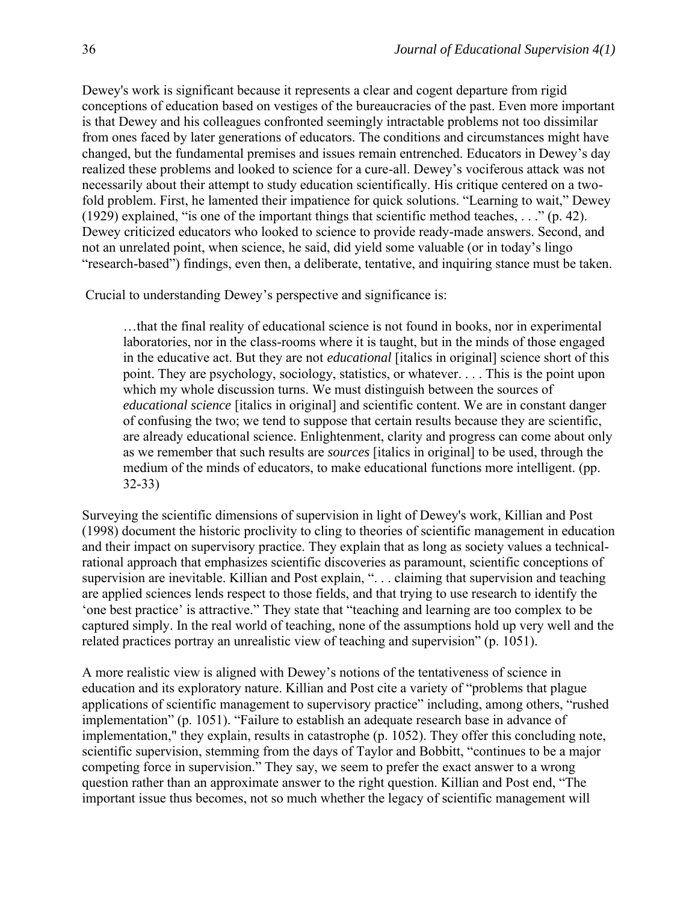Dewey's work is significant because it represents a clear and cogent departure from rigid conceptions of education based on vestiges of the bureaucracies of the past. Even more important is that Dewey and his colleagues confronted seemingly intractable problems not too dissimilar from ones faced by later generations of educators. The conditions and circumstances might have changed, but the fundamental premises and issues remain entrenched. Educators in Dewey's day realized these problems and looked to science for a cure-all. Dewey's vociferous attack was not necessarily about their attempt to study education scientifically. His critique centered on a two-fold problem. First, he lamented their impatience for quick solutions. "Learning to wait," Dewey (1929) explained, "is one of the important things that scientific method teaches, . . ." (p. 42). Dewey criticized educators who looked to science to provide ready-made answers. Second, and not an unrelated point, when science, he said, did yield some valuable (or in today's lingo "research-based") findings, even then, a deliberate, tentative, and inquiring stance must be taken.

Crucial to understanding Dewey's perspective and significance is:

> …that the final reality of educational science is not found in books, nor in experimental laboratories, nor in the class-rooms where it is taught, but in the minds of those engaged in the educative act. But they are not *educational* [italics in original] science short of this point. They are psychology, sociology, statistics, or whatever. . . . This is the point upon which my whole discussion turns. We must distinguish between the sources of *educational science* [italics in original] and scientific content. We are in constant danger of confusing the two; we tend to suppose that certain results because they are scientific, are already educational science. Enlightenment, clarity and progress can come about only as we remember that such results are *sources* [italics in original] to be used, through the medium of the minds of educators, to make educational functions more intelligent. (pp. 32-33)

Surveying the scientific dimensions of supervision in light of Dewey's work, Killian and Post (1998) document the historic proclivity to cling to theories of scientific management in education and their impact on supervisory practice. They explain that as long as society values a technical-rational approach that emphasizes scientific discoveries as paramount, scientific conceptions of supervision are inevitable. Killian and Post explain, ". . . claiming that supervision and teaching are applied sciences lends respect to those fields, and that trying to use research to identify the 'one best practice' is attractive." They state that "teaching and learning are too complex to be captured simply. In the real world of teaching, none of the assumptions hold up very well and the related practices portray an unrealistic view of teaching and supervision" (p. 1051).

A more realistic view is aligned with Dewey's notions of the tentativeness of science in education and its exploratory nature. Killian and Post cite a variety of "problems that plague applications of scientific management to supervisory practice" including, among others, "rushed implementation" (p. 1051). "Failure to establish an adequate research base in advance of implementation," they explain, results in catastrophe (p. 1052). They offer this concluding note, scientific supervision, stemming from the days of Taylor and Bobbitt, "continues to be a major competing force in supervision." They say, we seem to prefer the exact answer to a wrong question rather than an approximate answer to the right question. Killian and Post end, "The important issue thus becomes, not so much whether the legacy of scientific management will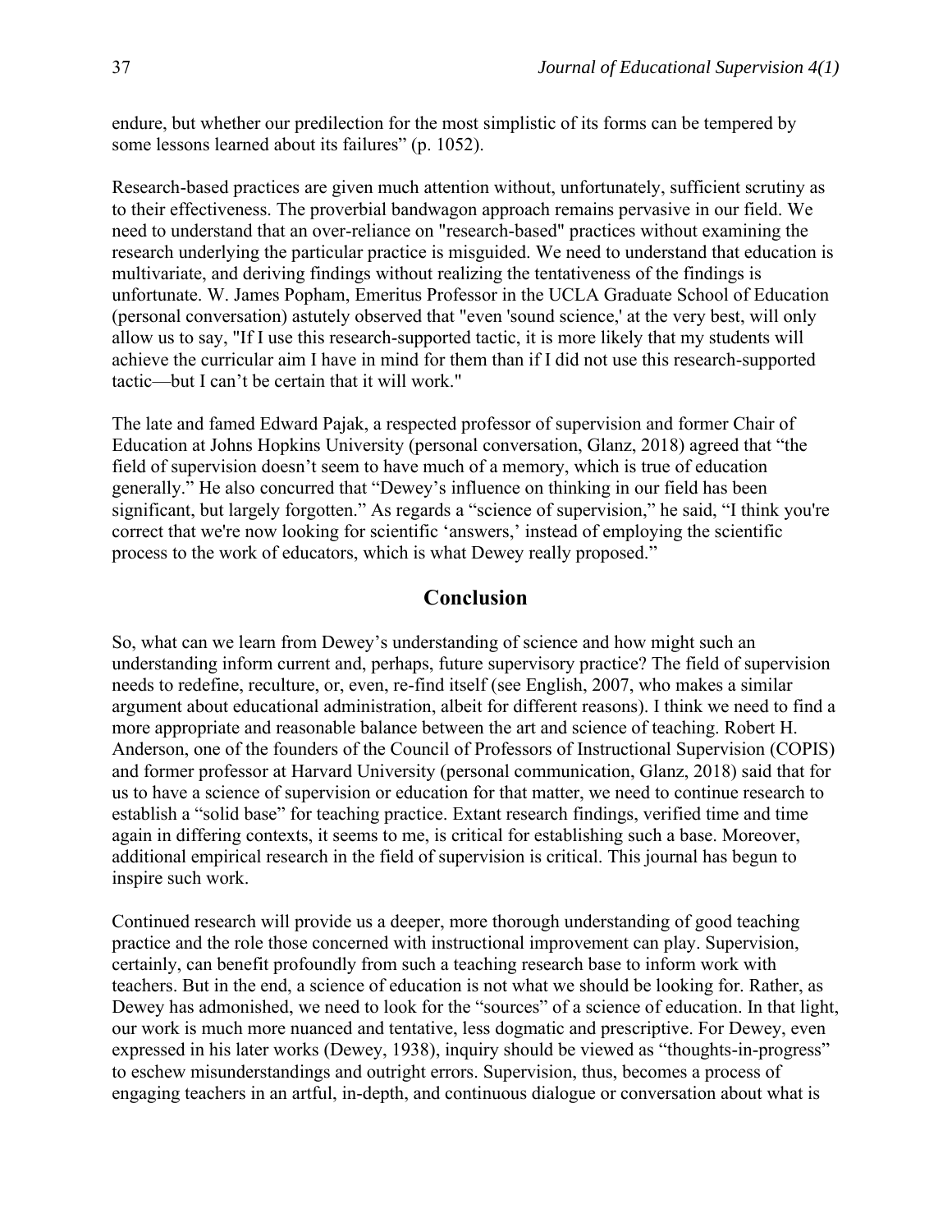endure, but whether our predilection for the most simplistic of its forms can be tempered by some lessons learned about its failures" (p. 1052).

Research-based practices are given much attention without, unfortunately, sufficient scrutiny as to their effectiveness. The proverbial bandwagon approach remains pervasive in our field. We need to understand that an over-reliance on "research-based" practices without examining the research underlying the particular practice is misguided. We need to understand that education is multivariate, and deriving findings without realizing the tentativeness of the findings is unfortunate. W. James Popham, Emeritus Professor in the UCLA Graduate School of Education (personal conversation) astutely observed that "even 'sound science,' at the very best, will only allow us to say, "If I use this research-supported tactic, it is more likely that my students will achieve the curricular aim I have in mind for them than if I did not use this research-supported tactic—but I can't be certain that it will work."

The late and famed Edward Pajak, a respected professor of supervision and former Chair of Education at Johns Hopkins University (personal conversation, Glanz, 2018) agreed that "the field of supervision doesn't seem to have much of a memory, which is true of education generally." He also concurred that "Dewey's influence on thinking in our field has been significant, but largely forgotten." As regards a "science of supervision," he said, "I think you're correct that we're now looking for scientific 'answers,' instead of employing the scientific process to the work of educators, which is what Dewey really proposed."

## Conclusion

So, what can we learn from Dewey's understanding of science and how might such an understanding inform current and, perhaps, future supervisory practice? The field of supervision needs to redefine, reculture, or, even, re-find itself (see English, 2007, who makes a similar argument about educational administration, albeit for different reasons). I think we need to find a more appropriate and reasonable balance between the art and science of teaching. Robert H. Anderson, one of the founders of the Council of Professors of Instructional Supervision (COPIS) and former professor at Harvard University (personal communication, Glanz, 2018) said that for us to have a science of supervision or education for that matter, we need to continue research to establish a "solid base" for teaching practice. Extant research findings, verified time and time again in differing contexts, it seems to me, is critical for establishing such a base. Moreover, additional empirical research in the field of supervision is critical. This journal has begun to inspire such work.

Continued research will provide us a deeper, more thorough understanding of good teaching practice and the role those concerned with instructional improvement can play. Supervision, certainly, can benefit profoundly from such a teaching research base to inform work with teachers. But in the end, a science of education is not what we should be looking for. Rather, as Dewey has admonished, we need to look for the "sources" of a science of education. In that light, our work is much more nuanced and tentative, less dogmatic and prescriptive. For Dewey, even expressed in his later works (Dewey, 1938), inquiry should be viewed as "thoughts-in-progress" to eschew misunderstandings and outright errors. Supervision, thus, becomes a process of engaging teachers in an artful, in-depth, and continuous dialogue or conversation about what is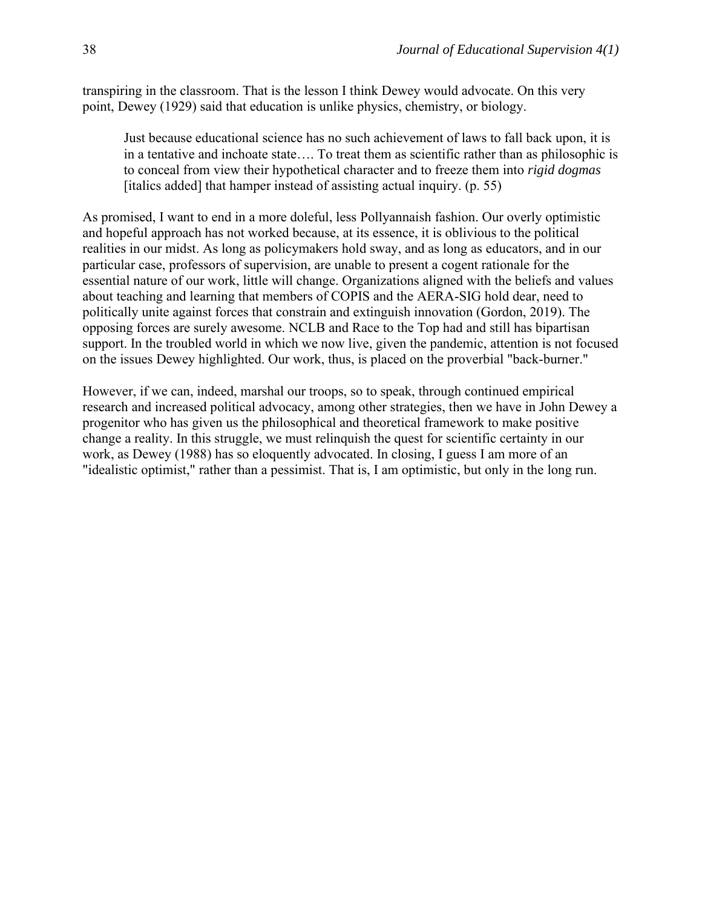transpiring in the classroom. That is the lesson I think Dewey would advocate. On this very point, Dewey (1929) said that education is unlike physics, chemistry, or biology.

> Just because educational science has no such achievement of laws to fall back upon, it is in a tentative and inchoate state…. To treat them as scientific rather than as philosophic is to conceal from view their hypothetical character and to freeze them into *rigid dogmas* [italics added] that hamper instead of assisting actual inquiry. (p. 55)

As promised, I want to end in a more doleful, less Pollyannaish fashion. Our overly optimistic and hopeful approach has not worked because, at its essence, it is oblivious to the political realities in our midst. As long as policymakers hold sway, and as long as educators, and in our particular case, professors of supervision, are unable to present a cogent rationale for the essential nature of our work, little will change. Organizations aligned with the beliefs and values about teaching and learning that members of COPIS and the AERA-SIG hold dear, need to politically unite against forces that constrain and extinguish innovation (Gordon, 2019). The opposing forces are surely awesome. NCLB and Race to the Top had and still has bipartisan support. In the troubled world in which we now live, given the pandemic, attention is not focused on the issues Dewey highlighted. Our work, thus, is placed on the proverbial "back-burner."

However, if we can, indeed, marshal our troops, so to speak, through continued empirical research and increased political advocacy, among other strategies, then we have in John Dewey a progenitor who has given us the philosophical and theoretical framework to make positive change a reality. In this struggle, we must relinquish the quest for scientific certainty in our work, as Dewey (1988) has so eloquently advocated. In closing, I guess I am more of an "idealistic optimist," rather than a pessimist. That is, I am optimistic, but only in the long run.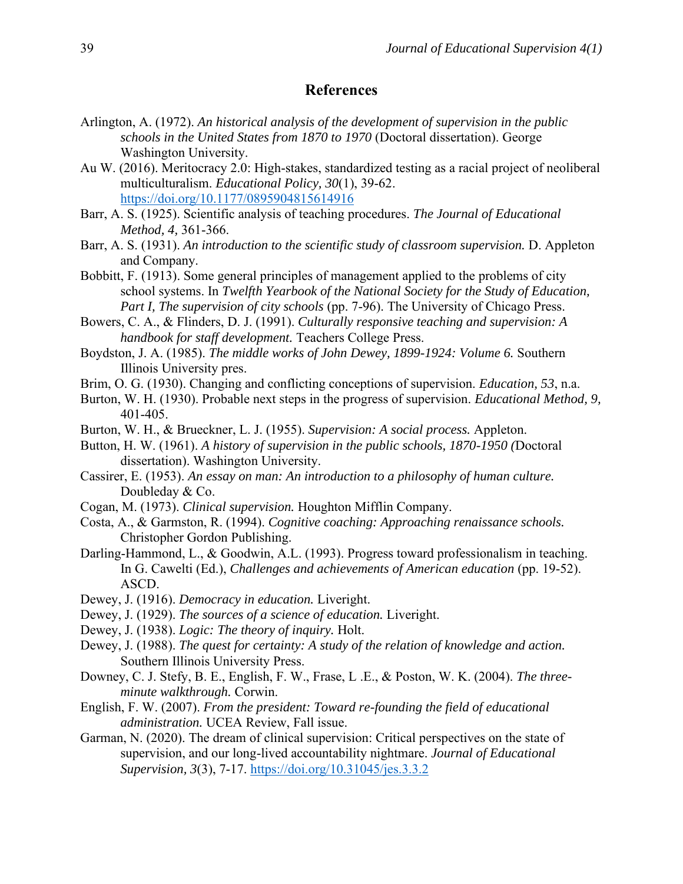## References

Arlington, A. (1972). *An historical analysis of the development of supervision in the public schools in the United States from 1870 to 1970* (Doctoral dissertation). George Washington University.

Au W. (2016). Meritocracy 2.0: High-stakes, standardized testing as a racial project of neoliberal multiculturalism. *Educational Policy, 30*(1), 39-62. https://doi.org/10.1177/0895904815614916

Barr, A. S. (1925). Scientific analysis of teaching procedures. *The Journal of Educational Method, 4,* 361-366.

Barr, A. S. (1931). *An introduction to the scientific study of classroom supervision.* D. Appleton and Company.

Bobbitt, F. (1913). Some general principles of management applied to the problems of city school systems. In *Twelfth Yearbook of the National Society for the Study of Education, Part I, The supervision of city schools* (pp. 7-96). The University of Chicago Press.

Bowers, C. A., & Flinders, D. J. (1991). *Culturally responsive teaching and supervision: A handbook for staff development.* Teachers College Press.

Boydston, J. A. (1985). *The middle works of John Dewey, 1899-1924: Volume 6.* Southern Illinois University pres.

Brim, O. G. (1930). Changing and conflicting conceptions of supervision. *Education, 53*, n.a.

Burton, W. H. (1930). Probable next steps in the progress of supervision. *Educational Method, 9,* 401-405.

Burton, W. H., & Brueckner, L. J. (1955). *Supervision: A social process.* Appleton.

Button, H. W. (1961). *A history of supervision in the public schools, 1870-1950 (*Doctoral dissertation). Washington University.

Cassirer, E. (1953). *An essay on man: An introduction to a philosophy of human culture.* Doubleday & Co.

Cogan, M. (1973). *Clinical supervision.* Houghton Mifflin Company.

Costa, A., & Garmston, R. (1994). *Cognitive coaching: Approaching renaissance schools.* Christopher Gordon Publishing.

Darling-Hammond, L., & Goodwin, A.L. (1993). Progress toward professionalism in teaching. In G. Cawelti (Ed.), *Challenges and achievements of American education* (pp. 19-52). ASCD.

Dewey, J. (1916). *Democracy in education.* Liveright.

Dewey, J. (1929). *The sources of a science of education.* Liveright.

Dewey, J. (1938). *Logic: The theory of inquiry.* Holt.

Dewey, J. (1988). *The quest for certainty: A study of the relation of knowledge and action.* Southern Illinois University Press.

Downey, C. J. Stefy, B. E., English, F. W., Frase, L .E., & Poston, W. K. (2004). *The three-minute walkthrough.* Corwin.

English, F. W. (2007). *From the president: Toward re-founding the field of educational administration.* UCEA Review, Fall issue.

Garman, N. (2020). The dream of clinical supervision: Critical perspectives on the state of supervision, and our long-lived accountability nightmare. *Journal of Educational Supervision, 3*(3), 7-17. https://doi.org/10.31045/jes.3.3.2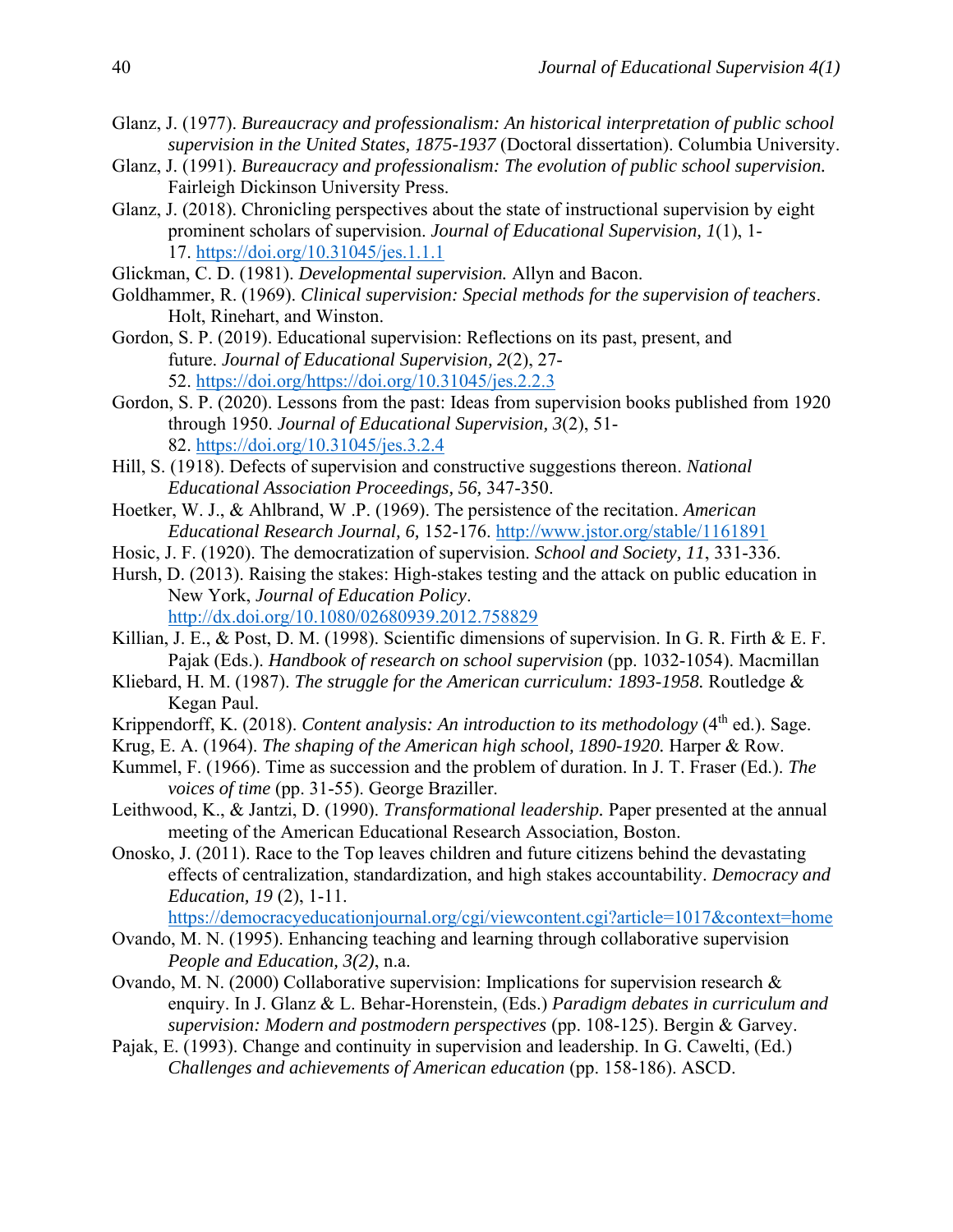Glanz, J. (1977). *Bureaucracy and professionalism: An historical interpretation of public school supervision in the United States, 1875-1937* (Doctoral dissertation). Columbia University.

Glanz, J. (1991). *Bureaucracy and professionalism: The evolution of public school supervision.* Fairleigh Dickinson University Press.

Glanz, J. (2018). Chronicling perspectives about the state of instructional supervision by eight prominent scholars of supervision. *Journal of Educational Supervision, 1*(1), 1-17. https://doi.org/10.31045/jes.1.1.1

Glickman, C. D. (1981). *Developmental supervision.* Allyn and Bacon.

Goldhammer, R. (1969). *Clinical supervision: Special methods for the supervision of teachers*. Holt, Rinehart, and Winston.

Gordon, S. P. (2019). Educational supervision: Reflections on its past, present, and future. *Journal of Educational Supervision, 2*(2), 27-52. https://doi.org/https://doi.org/10.31045/jes.2.2.3

Gordon, S. P. (2020). Lessons from the past: Ideas from supervision books published from 1920 through 1950. *Journal of Educational Supervision, 3*(2), 51-82. https://doi.org/10.31045/jes.3.2.4

Hill, S. (1918). Defects of supervision and constructive suggestions thereon. *National Educational Association Proceedings, 56,* 347-350.

Hoetker, W. J., & Ahlbrand, W .P. (1969). The persistence of the recitation. *American Educational Research Journal, 6,* 152-176. http://www.jstor.org/stable/1161891

Hosic, J. F. (1920). The democratization of supervision. *School and Society, 11*, 331-336.

Hursh, D. (2013). Raising the stakes: High-stakes testing and the attack on public education in New York, *Journal of Education Policy*. http://dx.doi.org/10.1080/02680939.2012.758829

Killian, J. E., & Post, D. M. (1998). Scientific dimensions of supervision. In G. R. Firth & E. F. Pajak (Eds.). *Handbook of research on school supervision* (pp. 1032-1054). Macmillan

Kliebard, H. M. (1987). *The struggle for the American curriculum: 1893-1958.* Routledge & Kegan Paul.

Krippendorff, K. (2018). *Content analysis: An introduction to its methodology* (4th ed.). Sage.

Krug, E. A. (1964). *The shaping of the American high school, 1890-1920.* Harper & Row.

Kummel, F. (1966). Time as succession and the problem of duration. In J. T. Fraser (Ed.). *The voices of time* (pp. 31-55). George Braziller.

Leithwood, K., & Jantzi, D. (1990). *Transformational leadership.* Paper presented at the annual meeting of the American Educational Research Association, Boston.

Onosko, J. (2011). Race to the Top leaves children and future citizens behind the devastating effects of centralization, standardization, and high stakes accountability. *Democracy and Education, 19* (2), 1-11. https://democracyeducationjournal.org/cgi/viewcontent.cgi?article=1017&context=home

Ovando, M. N. (1995). Enhancing teaching and learning through collaborative supervision *People and Education, 3(2)*, n.a.

Ovando, M. N. (2000) Collaborative supervision: Implications for supervision research & enquiry. In J. Glanz & L. Behar-Horenstein, (Eds.) *Paradigm debates in curriculum and supervision: Modern and postmodern perspectives* (pp. 108-125). Bergin & Garvey.

Pajak, E. (1993). Change and continuity in supervision and leadership. In G. Cawelti, (Ed.) *Challenges and achievements of American education* (pp. 158-186). ASCD.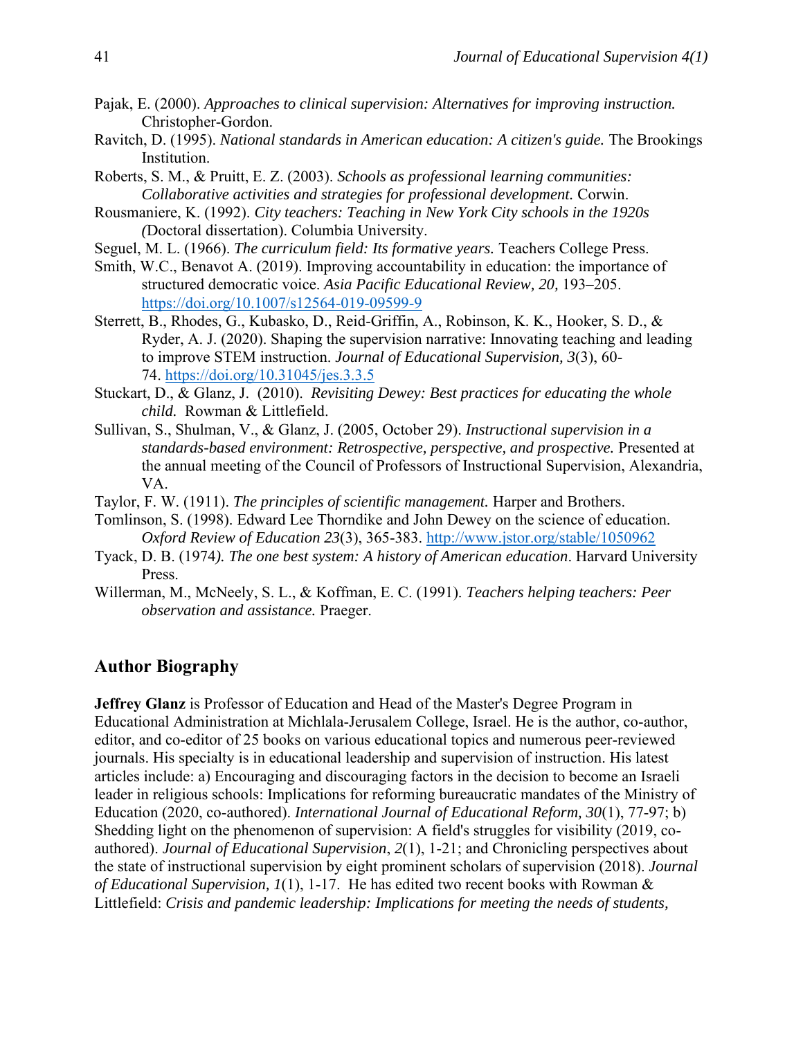Pajak, E. (2000). *Approaches to clinical supervision: Alternatives for improving instruction.* Christopher-Gordon.

Ravitch, D. (1995). *National standards in American education: A citizen's guide.* The Brookings Institution.

Roberts, S. M., & Pruitt, E. Z. (2003). *Schools as professional learning communities: Collaborative activities and strategies for professional development.* Corwin.

Rousmaniere, K. (1992). *City teachers: Teaching in New York City schools in the 1920s (*Doctoral dissertation). Columbia University.

Seguel, M. L. (1966). *The curriculum field: Its formative years.* Teachers College Press.

Smith, W.C., Benavot A. (2019). Improving accountability in education: the importance of structured democratic voice. *Asia Pacific Educational Review, 20,* 193–205. https://doi.org/10.1007/s12564-019-09599-9

Sterrett, B., Rhodes, G., Kubasko, D., Reid-Griffin, A., Robinson, K. K., Hooker, S. D., & Ryder, A. J. (2020). Shaping the supervision narrative: Innovating teaching and leading to improve STEM instruction. *Journal of Educational Supervision, 3*(3), 60-74. https://doi.org/10.31045/jes.3.3.5

Stuckart, D., & Glanz, J. (2010). *Revisiting Dewey: Best practices for educating the whole child.* Rowman & Littlefield.

Sullivan, S., Shulman, V., & Glanz, J. (2005, October 29). *Instructional supervision in a standards-based environment: Retrospective, perspective, and prospective.* Presented at the annual meeting of the Council of Professors of Instructional Supervision, Alexandria, VA.

Taylor, F. W. (1911). *The principles of scientific management.* Harper and Brothers.

Tomlinson, S. (1998). Edward Lee Thorndike and John Dewey on the science of education. *Oxford Review of Education 23*(3), 365-383. http://www.jstor.org/stable/1050962

Tyack, D. B. (1974*). The one best system: A history of American education*. Harvard University Press.

Willerman, M., McNeely, S. L., & Koffman, E. C. (1991). *Teachers helping teachers: Peer observation and assistance.* Praeger.

## Author Biography

**Jeffrey Glanz** is Professor of Education and Head of the Master's Degree Program in Educational Administration at Michlala-Jerusalem College, Israel. He is the author, co-author, editor, and co-editor of 25 books on various educational topics and numerous peer-reviewed journals. His specialty is in educational leadership and supervision of instruction. His latest articles include: a) Encouraging and discouraging factors in the decision to become an Israeli leader in religious schools: Implications for reforming bureaucratic mandates of the Ministry of Education (2020, co-authored). *International Journal of Educational Reform, 30*(1), 77-97; b) Shedding light on the phenomenon of supervision: A field's struggles for visibility (2019, co-authored). *Journal of Educational Supervision*, *2*(1), 1-21; and Chronicling perspectives about the state of instructional supervision by eight prominent scholars of supervision (2018). *Journal of Educational Supervision, 1*(1), 1-17. He has edited two recent books with Rowman & Littlefield: *Crisis and pandemic leadership: Implications for meeting the needs of students,*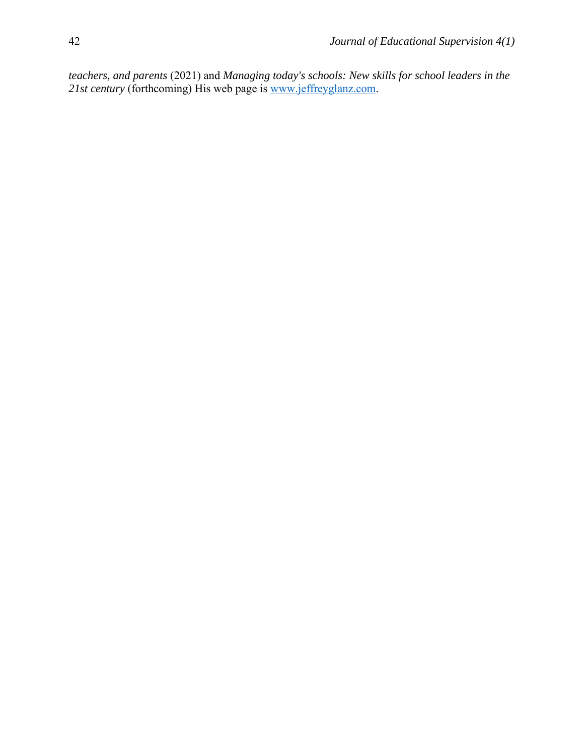*teachers, and parents* (2021) and *Managing today's schools: New skills for school leaders in the 21st century* (forthcoming) His web page is www.jeffreyglanz.com.